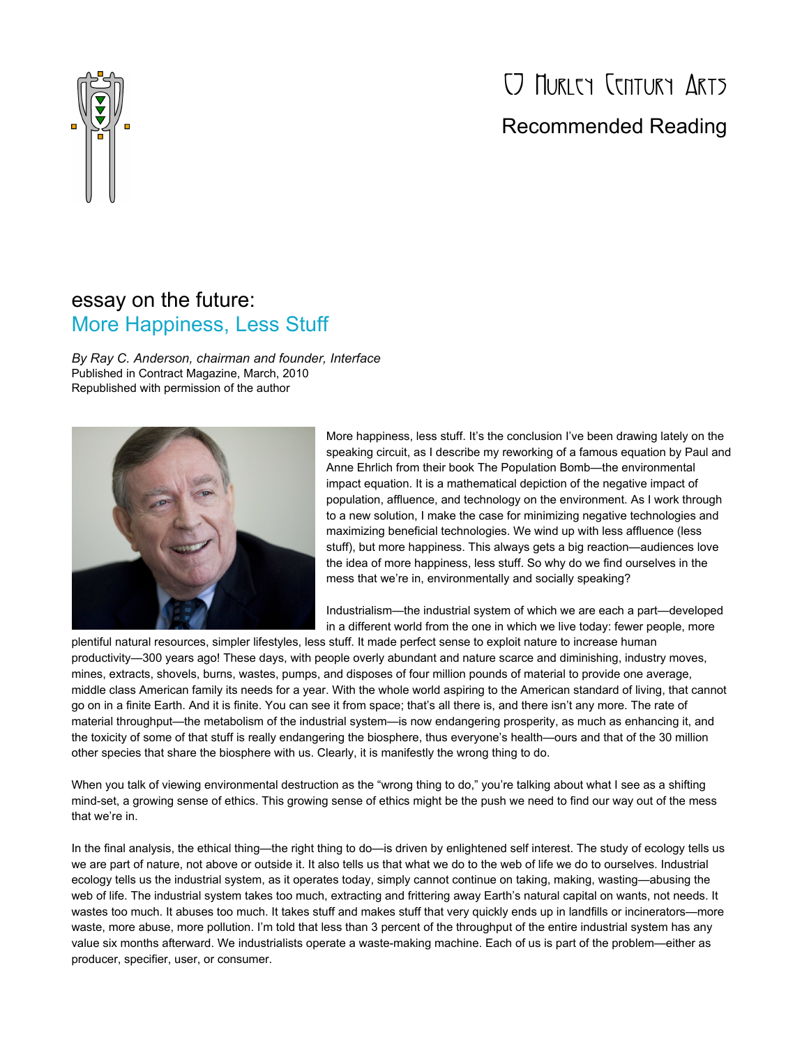# CJ Hurley Century Arts

## Recommended Reading

essay on the future:

## More Happiness, Less Stuff

*By Ray C. Anderson, chairman and founder, Interface*
Published in Contract Magazine, March, 2010
Republished with permission of the author

More happiness, less stuff. It's the conclusion I've been drawing lately on the speaking circuit, as I describe my reworking of a famous equation by Paul and Anne Ehrlich from their book The Population Bomb—the environmental impact equation. It is a mathematical depiction of the negative impact of population, affluence, and technology on the environment. As I work through to a new solution, I make the case for minimizing negative technologies and maximizing beneficial technologies. We wind up with less affluence (less stuff), but more happiness. This always gets a big reaction—audiences love the idea of more happiness, less stuff. So why do we find ourselves in the mess that we're in, environmentally and socially speaking?

Industrialism—the industrial system of which we are each a part—developed in a different world from the one in which we live today: fewer people, more plentiful natural resources, simpler lifestyles, less stuff. It made perfect sense to exploit nature to increase human productivity—300 years ago! These days, with people overly abundant and nature scarce and diminishing, industry moves, mines, extracts, shovels, burns, wastes, pumps, and disposes of four million pounds of material to provide one average, middle class American family its needs for a year. With the whole world aspiring to the American standard of living, that cannot go on in a finite Earth. And it is finite. You can see it from space; that's all there is, and there isn't any more. The rate of material throughput—the metabolism of the industrial system—is now endangering prosperity, as much as enhancing it, and the toxicity of some of that stuff is really endangering the biosphere, thus everyone's health—ours and that of the 30 million other species that share the biosphere with us. Clearly, it is manifestly the wrong thing to do.

When you talk of viewing environmental destruction as the "wrong thing to do," you're talking about what I see as a shifting mind-set, a growing sense of ethics. This growing sense of ethics might be the push we need to find our way out of the mess that we're in.

In the final analysis, the ethical thing—the right thing to do—is driven by enlightened self interest. The study of ecology tells us we are part of nature, not above or outside it. It also tells us that what we do to the web of life we do to ourselves. Industrial ecology tells us the industrial system, as it operates today, simply cannot continue on taking, making, wasting—abusing the web of life. The industrial system takes too much, extracting and frittering away Earth's natural capital on wants, not needs. It wastes too much. It abuses too much. It takes stuff and makes stuff that very quickly ends up in landfills or incinerators—more waste, more abuse, more pollution. I'm told that less than 3 percent of the throughput of the entire industrial system has any value six months afterward. We industrialists operate a waste-making machine. Each of us is part of the problem—either as producer, specifier, user, or consumer.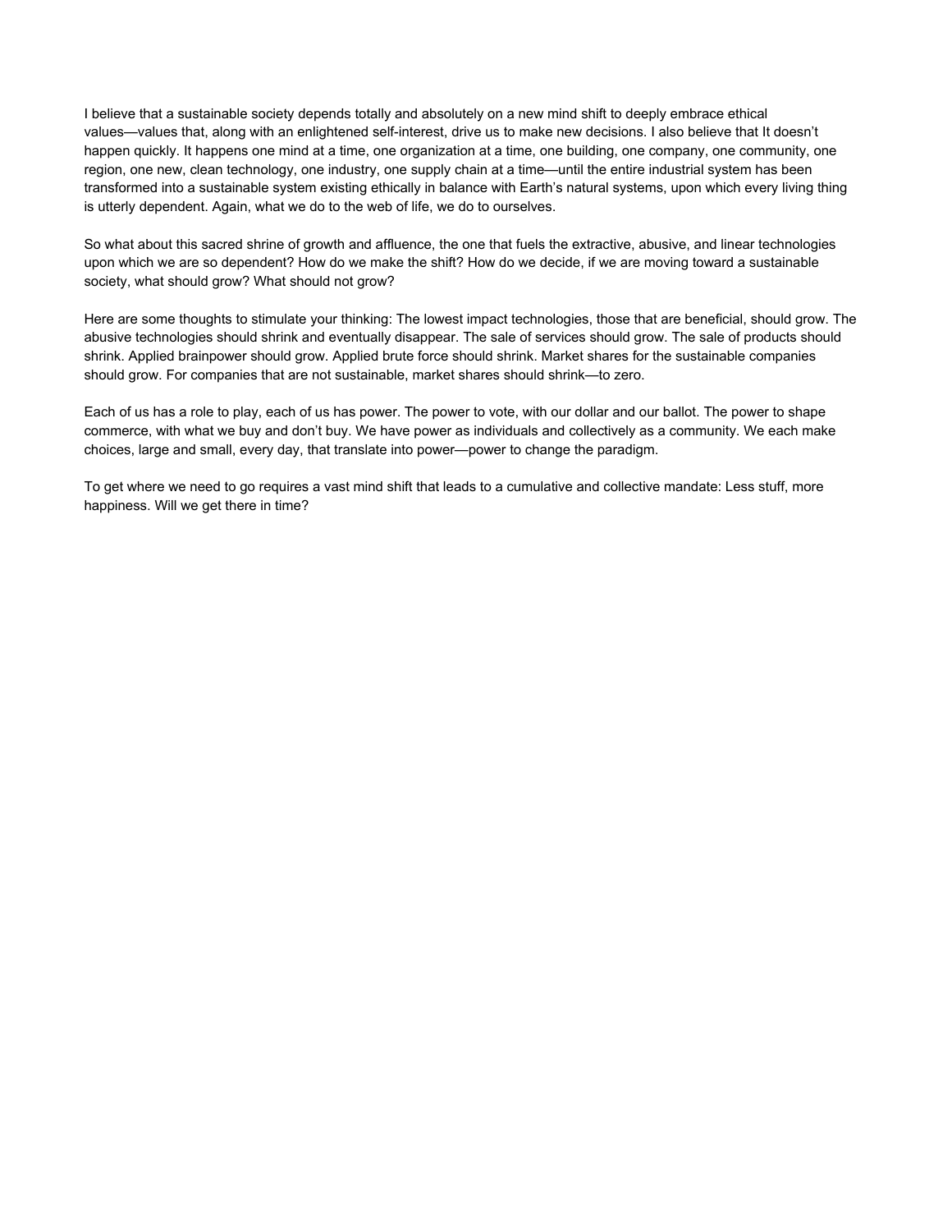I believe that a sustainable society depends totally and absolutely on a new mind shift to deeply embrace ethical values—values that, along with an enlightened self-interest, drive us to make new decisions. I also believe that It doesn't happen quickly. It happens one mind at a time, one organization at a time, one building, one company, one community, one region, one new, clean technology, one industry, one supply chain at a time—until the entire industrial system has been transformed into a sustainable system existing ethically in balance with Earth's natural systems, upon which every living thing is utterly dependent. Again, what we do to the web of life, we do to ourselves.

So what about this sacred shrine of growth and affluence, the one that fuels the extractive, abusive, and linear technologies upon which we are so dependent? How do we make the shift? How do we decide, if we are moving toward a sustainable society, what should grow? What should not grow?

Here are some thoughts to stimulate your thinking: The lowest impact technologies, those that are beneficial, should grow. The abusive technologies should shrink and eventually disappear. The sale of services should grow. The sale of products should shrink. Applied brainpower should grow. Applied brute force should shrink. Market shares for the sustainable companies should grow. For companies that are not sustainable, market shares should shrink—to zero.

Each of us has a role to play, each of us has power. The power to vote, with our dollar and our ballot. The power to shape commerce, with what we buy and don't buy. We have power as individuals and collectively as a community. We each make choices, large and small, every day, that translate into power—power to change the paradigm.

To get where we need to go requires a vast mind shift that leads to a cumulative and collective mandate: Less stuff, more happiness. Will we get there in time?